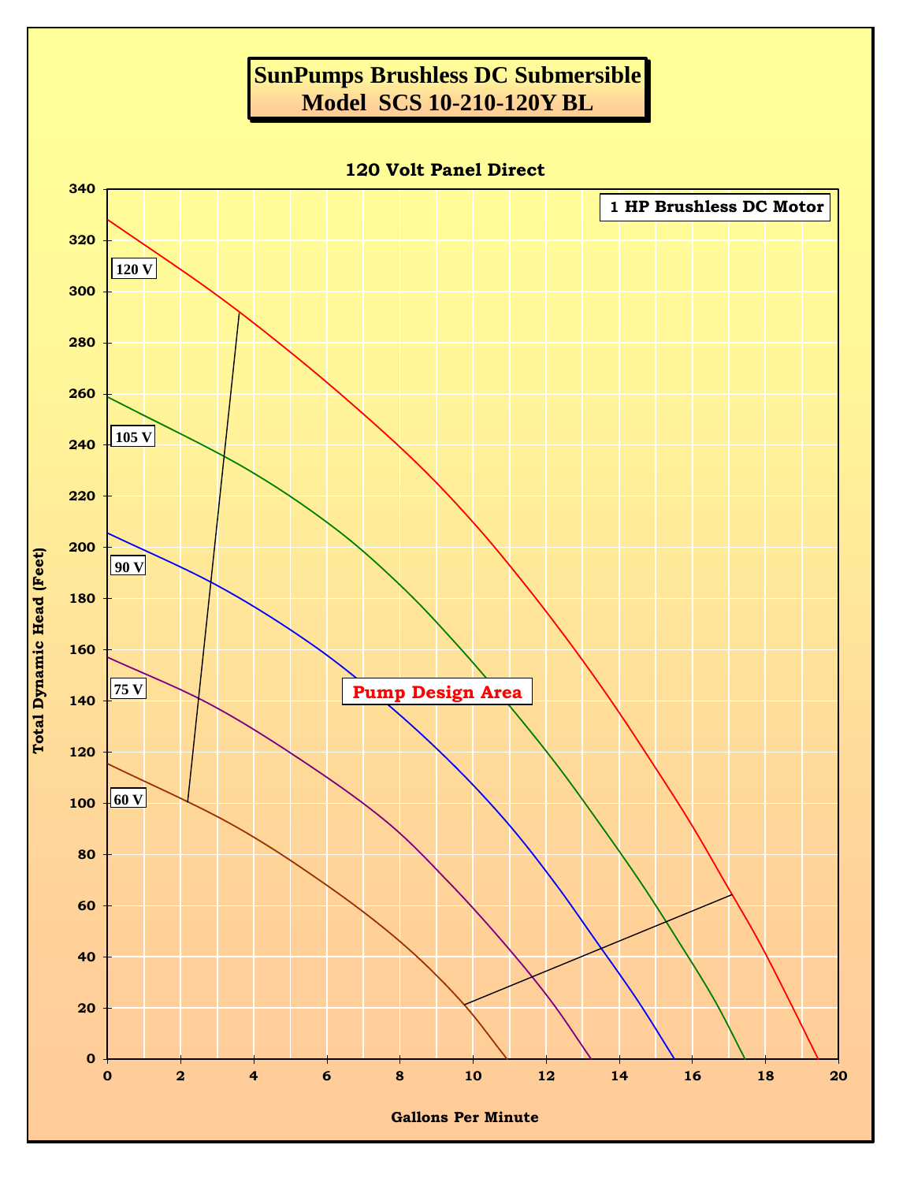# SunPumps Brushless DC Submersible
# Model SCS 10-210-120Y BL

## 120 Volt Panel Direct

1 HP Brushless DC Motor

Pump Design Area

120 V

105 V

90 V

75 V

60 V

Total Dynamic Head (Feet)

Gallons Per Minute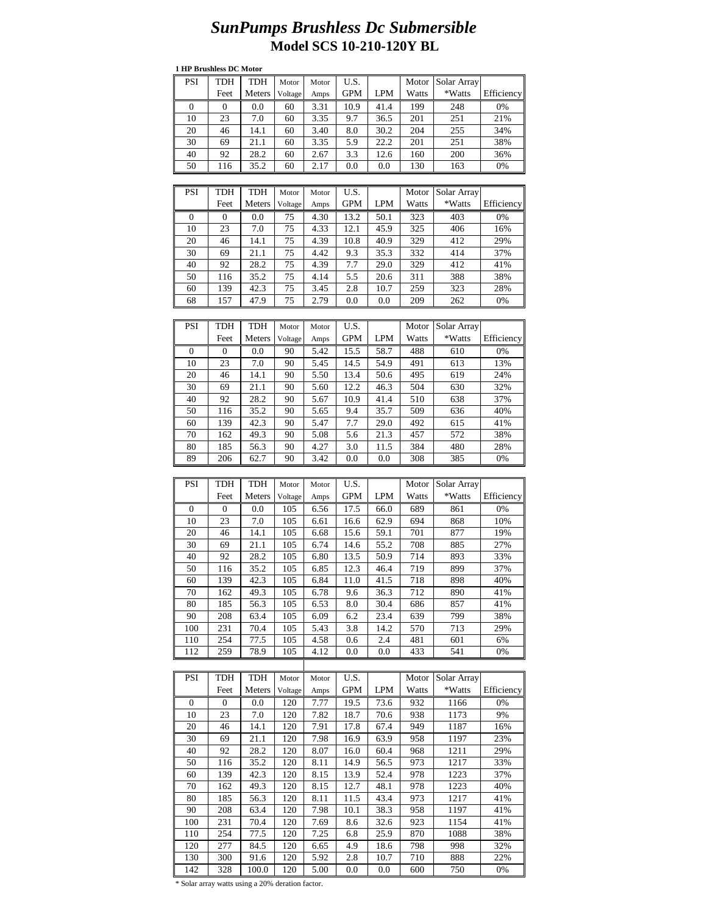# *SunPumps Brushless Dc Submersible*

## Model SCS 10-210-120Y BL

**1 HP Brushless DC Motor**

| PSI | TDH Feet | TDH Meters | Motor Voltage | Motor Amps | U.S. GPM | LPM | Motor Watts | Solar Array *Watts | Efficiency |
|---|---|---|---|---|---|---|---|---|---|
| 0 | 0 | 0.0 | 60 | 3.31 | 10.9 | 41.4 | 199 | 248 | 0% |
| 10 | 23 | 7.0 | 60 | 3.35 | 9.7 | 36.5 | 201 | 251 | 21% |
| 20 | 46 | 14.1 | 60 | 3.40 | 8.0 | 30.2 | 204 | 255 | 34% |
| 30 | 69 | 21.1 | 60 | 3.35 | 5.9 | 22.2 | 201 | 251 | 38% |
| 40 | 92 | 28.2 | 60 | 2.67 | 3.3 | 12.6 | 160 | 200 | 36% |
| 50 | 116 | 35.2 | 60 | 2.17 | 0.0 | 0.0 | 130 | 163 | 0% |

| PSI | TDH Feet | TDH Meters | Motor Voltage | Motor Amps | U.S. GPM | LPM | Motor Watts | Solar Array *Watts | Efficiency |
|---|---|---|---|---|---|---|---|---|---|
| 0 | 0 | 0.0 | 75 | 4.30 | 13.2 | 50.1 | 323 | 403 | 0% |
| 10 | 23 | 7.0 | 75 | 4.33 | 12.1 | 45.9 | 325 | 406 | 16% |
| 20 | 46 | 14.1 | 75 | 4.39 | 10.8 | 40.9 | 329 | 412 | 29% |
| 30 | 69 | 21.1 | 75 | 4.42 | 9.3 | 35.3 | 332 | 414 | 37% |
| 40 | 92 | 28.2 | 75 | 4.39 | 7.7 | 29.0 | 329 | 412 | 41% |
| 50 | 116 | 35.2 | 75 | 4.14 | 5.5 | 20.6 | 311 | 388 | 38% |
| 60 | 139 | 42.3 | 75 | 3.45 | 2.8 | 10.7 | 259 | 323 | 28% |
| 68 | 157 | 47.9 | 75 | 2.79 | 0.0 | 0.0 | 209 | 262 | 0% |

| PSI | TDH Feet | TDH Meters | Motor Voltage | Motor Amps | U.S. GPM | LPM | Motor Watts | Solar Array *Watts | Efficiency |
|---|---|---|---|---|---|---|---|---|---|
| 0 | 0 | 0.0 | 90 | 5.42 | 15.5 | 58.7 | 488 | 610 | 0% |
| 10 | 23 | 7.0 | 90 | 5.45 | 14.5 | 54.9 | 491 | 613 | 13% |
| 20 | 46 | 14.1 | 90 | 5.50 | 13.4 | 50.6 | 495 | 619 | 24% |
| 30 | 69 | 21.1 | 90 | 5.60 | 12.2 | 46.3 | 504 | 630 | 32% |
| 40 | 92 | 28.2 | 90 | 5.67 | 10.9 | 41.4 | 510 | 638 | 37% |
| 50 | 116 | 35.2 | 90 | 5.65 | 9.4 | 35.7 | 509 | 636 | 40% |
| 60 | 139 | 42.3 | 90 | 5.47 | 7.7 | 29.0 | 492 | 615 | 41% |
| 70 | 162 | 49.3 | 90 | 5.08 | 5.6 | 21.3 | 457 | 572 | 38% |
| 80 | 185 | 56.3 | 90 | 4.27 | 3.0 | 11.5 | 384 | 480 | 28% |
| 89 | 206 | 62.7 | 90 | 3.42 | 0.0 | 0.0 | 308 | 385 | 0% |

| PSI | TDH Feet | TDH Meters | Motor Voltage | Motor Amps | U.S. GPM | LPM | Motor Watts | Solar Array *Watts | Efficiency |
|---|---|---|---|---|---|---|---|---|---|
| 0 | 0 | 0.0 | 105 | 6.56 | 17.5 | 66.0 | 689 | 861 | 0% |
| 10 | 23 | 7.0 | 105 | 6.61 | 16.6 | 62.9 | 694 | 868 | 10% |
| 20 | 46 | 14.1 | 105 | 6.68 | 15.6 | 59.1 | 701 | 877 | 19% |
| 30 | 69 | 21.1 | 105 | 6.74 | 14.6 | 55.2 | 708 | 885 | 27% |
| 40 | 92 | 28.2 | 105 | 6.80 | 13.5 | 50.9 | 714 | 893 | 33% |
| 50 | 116 | 35.2 | 105 | 6.85 | 12.3 | 46.4 | 719 | 899 | 37% |
| 60 | 139 | 42.3 | 105 | 6.84 | 11.0 | 41.5 | 718 | 898 | 40% |
| 70 | 162 | 49.3 | 105 | 6.78 | 9.6 | 36.3 | 712 | 890 | 41% |
| 80 | 185 | 56.3 | 105 | 6.53 | 8.0 | 30.4 | 686 | 857 | 41% |
| 90 | 208 | 63.4 | 105 | 6.09 | 6.2 | 23.4 | 639 | 799 | 38% |
| 100 | 231 | 70.4 | 105 | 5.43 | 3.8 | 14.2 | 570 | 713 | 29% |
| 110 | 254 | 77.5 | 105 | 4.58 | 0.6 | 2.4 | 481 | 601 | 6% |
| 112 | 259 | 78.9 | 105 | 4.12 | 0.0 | 0.0 | 433 | 541 | 0% |

| PSI | TDH Feet | TDH Meters | Motor Voltage | Motor Amps | U.S. GPM | LPM | Motor Watts | Solar Array *Watts | Efficiency |
|---|---|---|---|---|---|---|---|---|---|
| 0 | 0 | 0.0 | 120 | 7.77 | 19.5 | 73.6 | 932 | 1166 | 0% |
| 10 | 23 | 7.0 | 120 | 7.82 | 18.7 | 70.6 | 938 | 1173 | 9% |
| 20 | 46 | 14.1 | 120 | 7.91 | 17.8 | 67.4 | 949 | 1187 | 16% |
| 30 | 69 | 21.1 | 120 | 7.98 | 16.9 | 63.9 | 958 | 1197 | 23% |
| 40 | 92 | 28.2 | 120 | 8.07 | 16.0 | 60.4 | 968 | 1211 | 29% |
| 50 | 116 | 35.2 | 120 | 8.11 | 14.9 | 56.5 | 973 | 1217 | 33% |
| 60 | 139 | 42.3 | 120 | 8.15 | 13.9 | 52.4 | 978 | 1223 | 37% |
| 70 | 162 | 49.3 | 120 | 8.15 | 12.7 | 48.1 | 978 | 1223 | 40% |
| 80 | 185 | 56.3 | 120 | 8.11 | 11.5 | 43.4 | 973 | 1217 | 41% |
| 90 | 208 | 63.4 | 120 | 7.98 | 10.1 | 38.3 | 958 | 1197 | 41% |
| 100 | 231 | 70.4 | 120 | 7.69 | 8.6 | 32.6 | 923 | 1154 | 41% |
| 110 | 254 | 77.5 | 120 | 7.25 | 6.8 | 25.9 | 870 | 1088 | 38% |
| 120 | 277 | 84.5 | 120 | 6.65 | 4.9 | 18.6 | 798 | 998 | 32% |
| 130 | 300 | 91.6 | 120 | 5.92 | 2.8 | 10.7 | 710 | 888 | 22% |
| 142 | 328 | 100.0 | 120 | 5.00 | 0.0 | 0.0 | 600 | 750 | 0% |

* Solar array watts using a 20% deration factor.